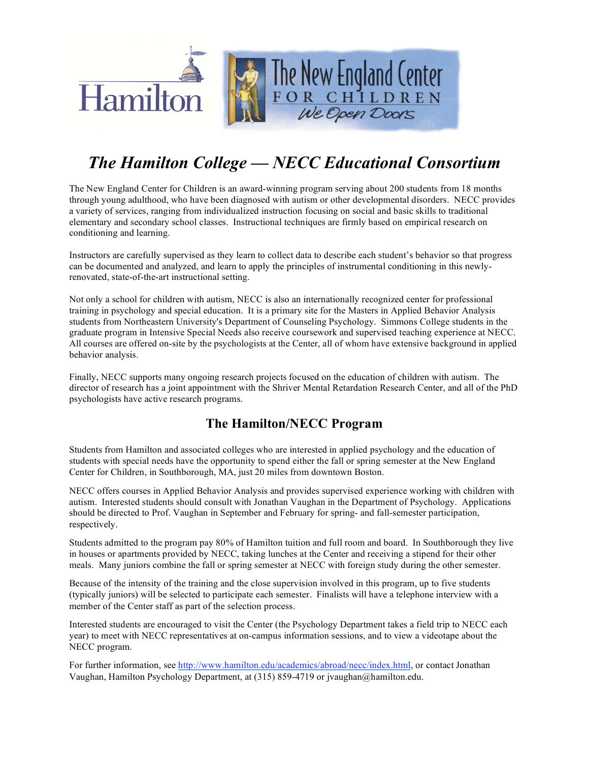# *The Hamilton College — NECC Educational Consortium*

The New England Center for Children is an award-winning program serving about 200 students from 18 months through young adulthood, who have been diagnosed with autism or other developmental disorders. NECC provides a variety of services, ranging from individualized instruction focusing on social and basic skills to traditional elementary and secondary school classes. Instructional techniques are firmly based on empirical research on conditioning and learning.

Instructors are carefully supervised as they learn to collect data to describe each student's behavior so that progress can be documented and analyzed, and learn to apply the principles of instrumental conditioning in this newly-renovated, state-of-the-art instructional setting.

Not only a school for children with autism, NECC is also an internationally recognized center for professional training in psychology and special education. It is a primary site for the Masters in Applied Behavior Analysis students from Northeastern University's Department of Counseling Psychology. Simmons College students in the graduate program in Intensive Special Needs also receive coursework and supervised teaching experience at NECC. All courses are offered on-site by the psychologists at the Center, all of whom have extensive background in applied behavior analysis.

Finally, NECC supports many ongoing research projects focused on the education of children with autism. The director of research has a joint appointment with the Shriver Mental Retardation Research Center, and all of the PhD psychologists have active research programs.

## The Hamilton/NECC Program

Students from Hamilton and associated colleges who are interested in applied psychology and the education of students with special needs have the opportunity to spend either the fall or spring semester at the New England Center for Children, in Southborough, MA, just 20 miles from downtown Boston.

NECC offers courses in Applied Behavior Analysis and provides supervised experience working with children with autism. Interested students should consult with Jonathan Vaughan in the Department of Psychology. Applications should be directed to Prof. Vaughan in September and February for spring- and fall-semester participation, respectively.

Students admitted to the program pay 80% of Hamilton tuition and full room and board. In Southborough they live in houses or apartments provided by NECC, taking lunches at the Center and receiving a stipend for their other meals. Many juniors combine the fall or spring semester at NECC with foreign study during the other semester.

Because of the intensity of the training and the close supervision involved in this program, up to five students (typically juniors) will be selected to participate each semester. Finalists will have a telephone interview with a member of the Center staff as part of the selection process.

Interested students are encouraged to visit the Center (the Psychology Department takes a field trip to NECC each year) to meet with NECC representatives at on-campus information sessions, and to view a videotape about the NECC program.

For further information, see http://www.hamilton.edu/academics/abroad/necc/index.html, or contact Jonathan Vaughan, Hamilton Psychology Department, at (315) 859-4719 or jvaughan@hamilton.edu.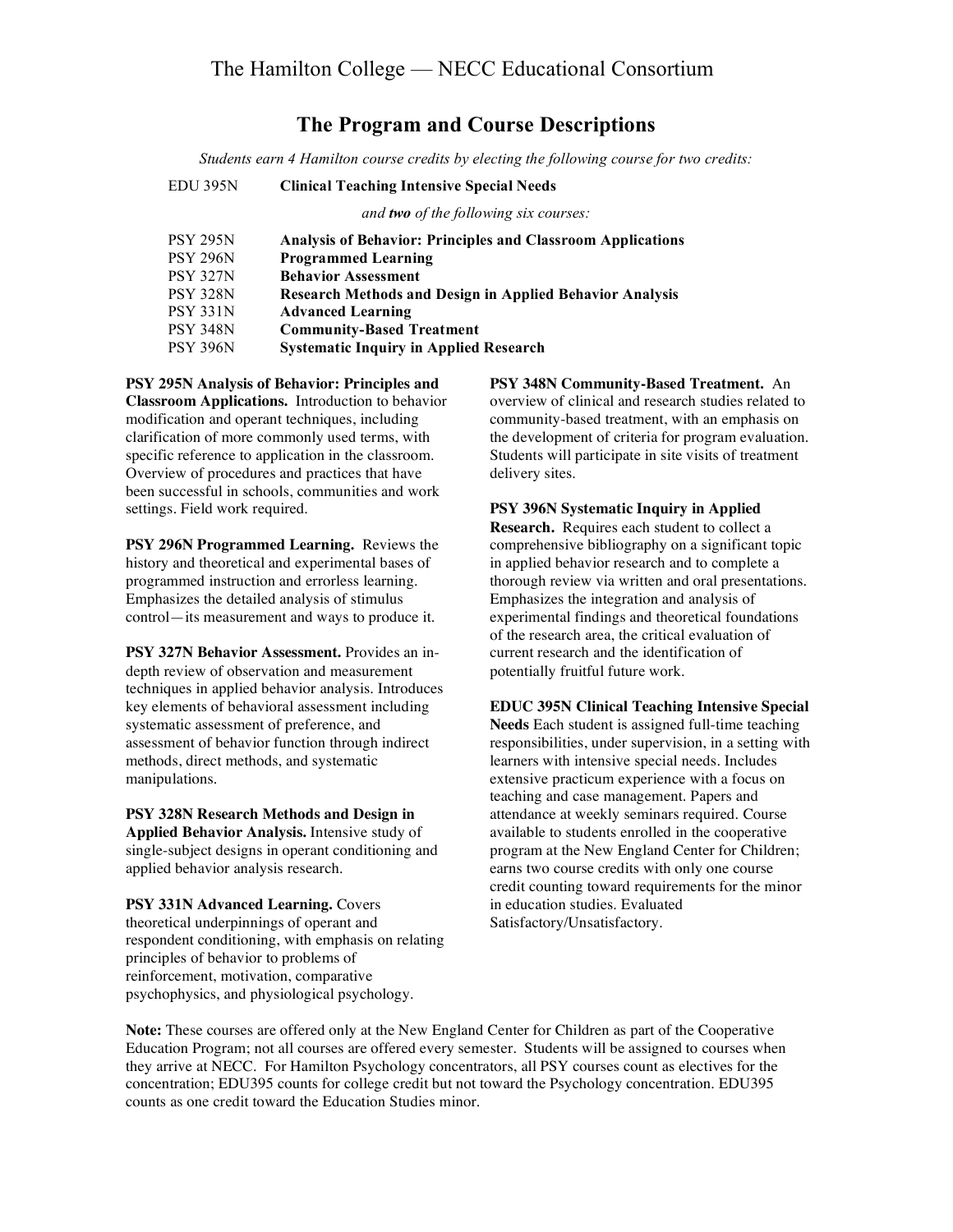# The Hamilton College — NECC Educational Consortium

## The Program and Course Descriptions

*Students earn 4 Hamilton course credits by electing the following course for two credits:*

| | |
|---|---|
| EDU 395N | **Clinical Teaching Intensive Special Needs** |

*and **two** of the following six courses:*

| | |
|---|---|
| PSY 295N | **Analysis of Behavior: Principles and Classroom Applications** |
| PSY 296N | **Programmed Learning** |
| PSY 327N | **Behavior Assessment** |
| PSY 328N | **Research Methods and Design in Applied Behavior Analysis** |
| PSY 331N | **Advanced Learning** |
| PSY 348N | **Community-Based Treatment** |
| PSY 396N | **Systematic Inquiry in Applied Research** |

**PSY 295N Analysis of Behavior: Principles and Classroom Applications.** Introduction to behavior modification and operant techniques, including clarification of more commonly used terms, with specific reference to application in the classroom. Overview of procedures and practices that have been successful in schools, communities and work settings. Field work required.

**PSY 296N Programmed Learning.** Reviews the history and theoretical and experimental bases of programmed instruction and errorless learning. Emphasizes the detailed analysis of stimulus control—its measurement and ways to produce it.

**PSY 327N Behavior Assessment.** Provides an in-depth review of observation and measurement techniques in applied behavior analysis. Introduces key elements of behavioral assessment including systematic assessment of preference, and assessment of behavior function through indirect methods, direct methods, and systematic manipulations.

**PSY 328N Research Methods and Design in Applied Behavior Analysis.** Intensive study of single-subject designs in operant conditioning and applied behavior analysis research.

**PSY 331N Advanced Learning.** Covers theoretical underpinnings of operant and respondent conditioning, with emphasis on relating principles of behavior to problems of reinforcement, motivation, comparative psychophysics, and physiological psychology.

**PSY 348N Community-Based Treatment.** An overview of clinical and research studies related to community-based treatment, with an emphasis on the development of criteria for program evaluation. Students will participate in site visits of treatment delivery sites.

**PSY 396N Systematic Inquiry in Applied Research.** Requires each student to collect a comprehensive bibliography on a significant topic in applied behavior research and to complete a thorough review via written and oral presentations. Emphasizes the integration and analysis of experimental findings and theoretical foundations of the research area, the critical evaluation of current research and the identification of potentially fruitful future work.

**EDUC 395N Clinical Teaching Intensive Special Needs** Each student is assigned full-time teaching responsibilities, under supervision, in a setting with learners with intensive special needs. Includes extensive practicum experience with a focus on teaching and case management. Papers and attendance at weekly seminars required. Course available to students enrolled in the cooperative program at the New England Center for Children; earns two course credits with only one course credit counting toward requirements for the minor in education studies. Evaluated Satisfactory/Unsatisfactory.

**Note:** These courses are offered only at the New England Center for Children as part of the Cooperative Education Program; not all courses are offered every semester. Students will be assigned to courses when they arrive at NECC. For Hamilton Psychology concentrators, all PSY courses count as electives for the concentration; EDU395 counts for college credit but not toward the Psychology concentration. EDU395 counts as one credit toward the Education Studies minor.